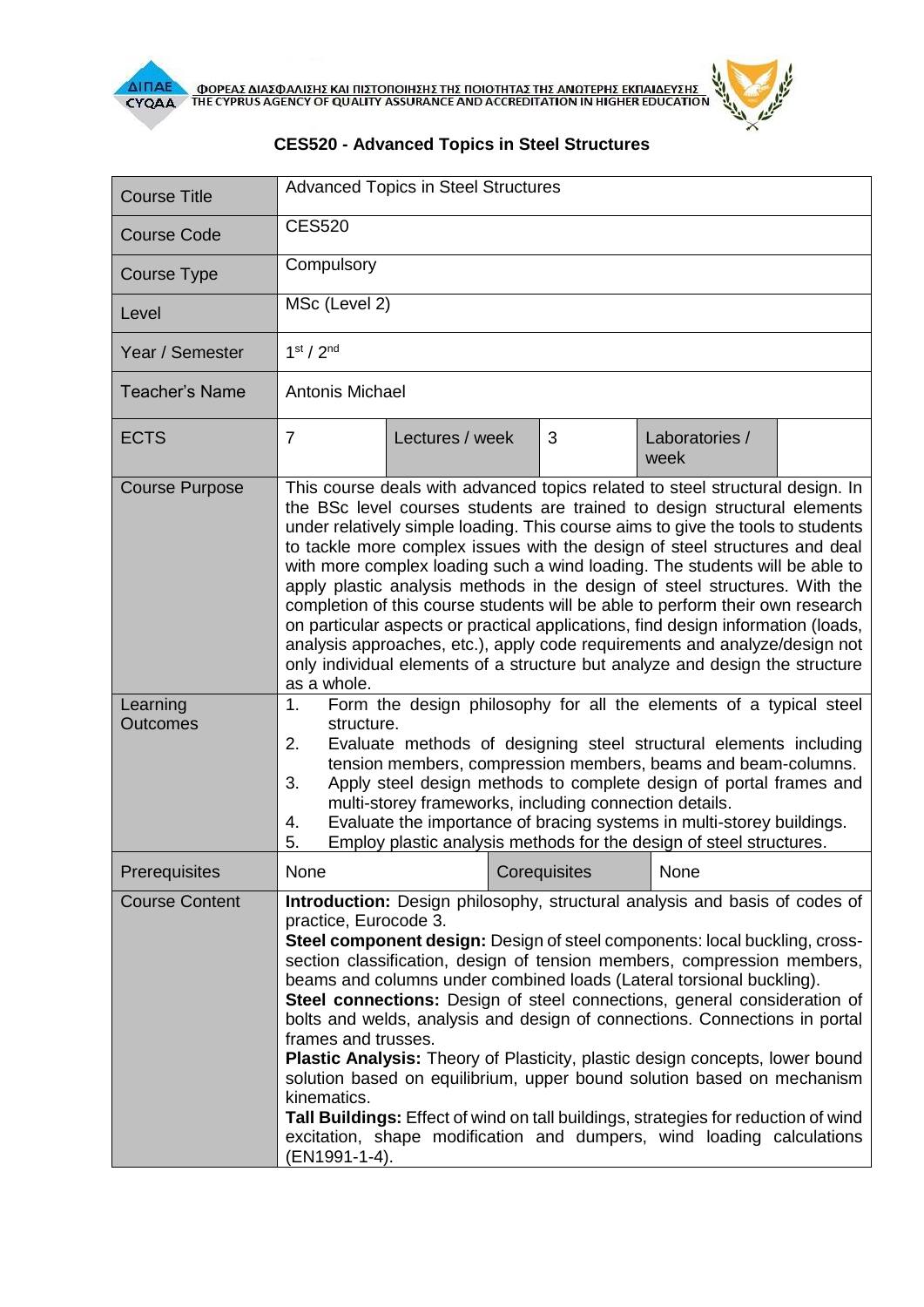## CES520 - Advanced Topics in Steel Structures

| Course Title | Advanced Topics in Steel Structures | | | | |
|---|---|---|---|---|---|
| Course Code | CES520 | | | | |
| Course Type | Compulsory | | | | |
| Level | MSc (Level 2) | | | | |
| Year / Semester | 1st / 2nd | | | | |
| Teacher's Name | Antonis Michael | | | | |
| ECTS | 7 | Lectures / week | 3 | Laboratories / week | |
| Course Purpose | This course deals with advanced topics related to steel structural design. In the BSc level courses students are trained to design structural elements under relatively simple loading. This course aims to give the tools to students to tackle more complex issues with the design of steel structures and deal with more complex loading such a wind loading. The students will be able to apply plastic analysis methods in the design of steel structures. With the completion of this course students will be able to perform their own research on particular aspects or practical applications, find design information (loads, analysis approaches, etc.), apply code requirements and analyze/design not only individual elements of a structure but analyze and design the structure as a whole. | | | | |
| Learning Outcomes | 1. Form the design philosophy for all the elements of a typical steel structure.<br>2. Evaluate methods of designing steel structural elements including tension members, compression members, beams and beam-columns.<br>3. Apply steel design methods to complete design of portal frames and multi-storey frameworks, including connection details.<br>4. Evaluate the importance of bracing systems in multi-storey buildings.<br>5. Employ plastic analysis methods for the design of steel structures. | | | | |
| Prerequisites | None | | Corequisites | None | |
| Course Content | **Introduction:** Design philosophy, structural analysis and basis of codes of practice, Eurocode 3.<br>**Steel component design:** Design of steel components: local buckling, cross-section classification, design of tension members, compression members, beams and columns under combined loads (Lateral torsional buckling).<br>**Steel connections:** Design of steel connections, general consideration of bolts and welds, analysis and design of connections. Connections in portal frames and trusses.<br>**Plastic Analysis:** Theory of Plasticity, plastic design concepts, lower bound solution based on equilibrium, upper bound solution based on mechanism kinematics.<br>**Tall Buildings:** Effect of wind on tall buildings, strategies for reduction of wind excitation, shape modification and dumpers, wind loading calculations (EN1991-1-4). | | | | |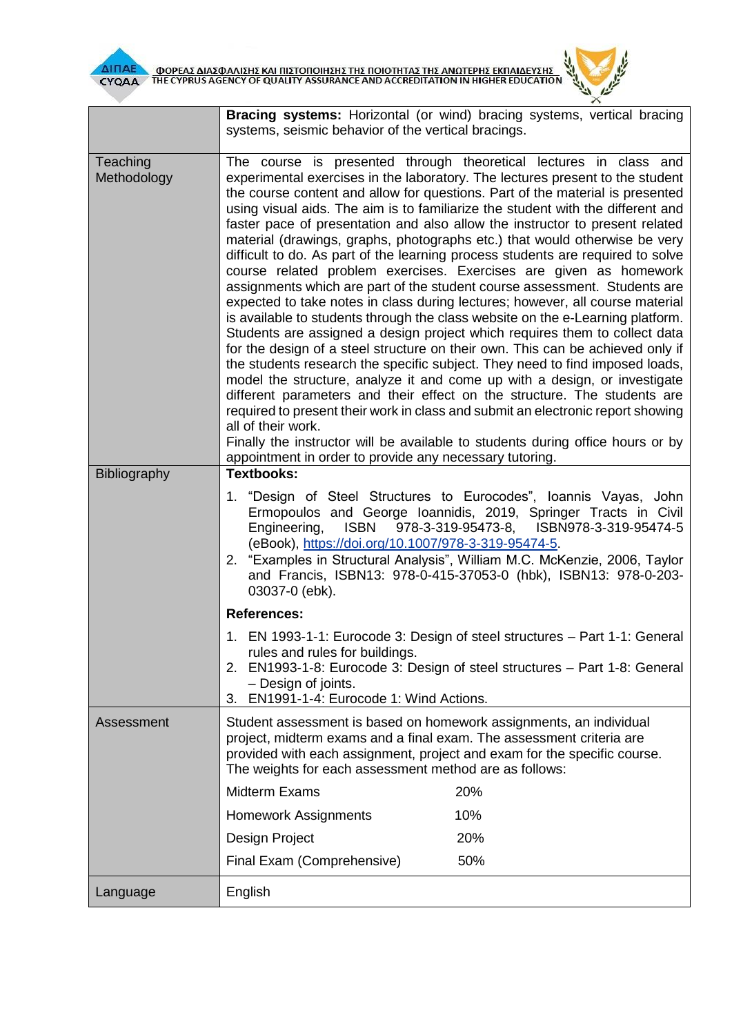| | |
|---|---|
| | **Bracing systems:** Horizontal (or wind) bracing systems, vertical bracing systems, seismic behavior of the vertical bracings. |
| Teaching Methodology | The course is presented through theoretical lectures in class and experimental exercises in the laboratory. The lectures present to the student the course content and allow for questions. Part of the material is presented using visual aids. The aim is to familiarize the student with the different and faster pace of presentation and also allow the instructor to present related material (drawings, graphs, photographs etc.) that would otherwise be very difficult to do. As part of the learning process students are required to solve course related problem exercises. Exercises are given as homework assignments which are part of the student course assessment. Students are expected to take notes in class during lectures; however, all course material is available to students through the class website on the e-Learning platform. Students are assigned a design project which requires them to collect data for the design of a steel structure on their own. This can be achieved only if the students research the specific subject. They need to find imposed loads, model the structure, analyze it and come up with a design, or investigate different parameters and their effect on the structure. The students are required to present their work in class and submit an electronic report showing all of their work.<br>Finally the instructor will be available to students during office hours or by appointment in order to provide any necessary tutoring. |
| Bibliography | **Textbooks:**<br>1. "Design of Steel Structures to Eurocodes", Ioannis Vayas, John Ermopoulos and George Ioannidis, 2019, Springer Tracts in Civil Engineering, ISBN 978-3-319-95473-8, ISBN978-3-319-95474-5 (eBook), https://doi.org/10.1007/978-3-319-95474-5.<br>2. "Examples in Structural Analysis", William M.C. McKenzie, 2006, Taylor and Francis, ISBN13: 978-0-415-37053-0 (hbk), ISBN13: 978-0-203-03037-0 (ebk).<br>**References:**<br>1. EN 1993-1-1: Eurocode 3: Design of steel structures – Part 1-1: General rules and rules for buildings.<br>2. EN1993-1-8: Eurocode 3: Design of steel structures – Part 1-8: General – Design of joints.<br>3. EN1991-1-4: Eurocode 1: Wind Actions. |
| Assessment | Student assessment is based on homework assignments, an individual project, midterm exams and a final exam. The assessment criteria are provided with each assignment, project and exam for the specific course. The weights for each assessment method are as follows:<br>Midterm Exams — 20%<br>Homework Assignments — 10%<br>Design Project — 20%<br>Final Exam (Comprehensive) — 50% |
| Language | English |